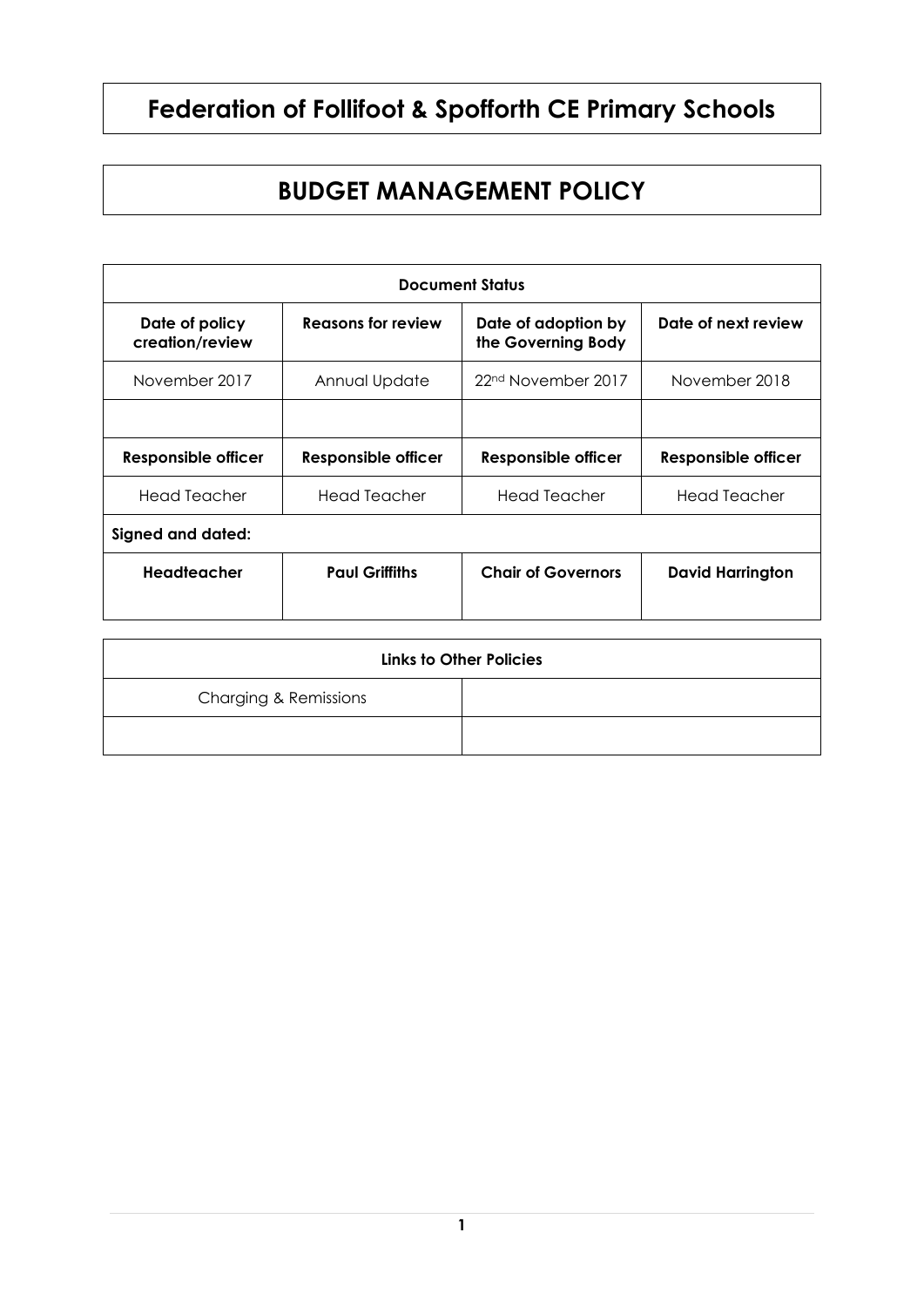# Federation of Follifoot & Spofforth CE Primary Schools

# BUDGET MANAGEMENT POLICY

| Document Status | | | |
|---|---|---|---|
| **Date of policy creation/review** | **Reasons for review** | **Date of adoption by the Governing Body** | **Date of next review** |
| November 2017 | Annual Update | 22nd November 2017 | November 2018 |
| | | | |
| **Responsible officer** | **Responsible officer** | **Responsible officer** | **Responsible officer** |
| Head Teacher | Head Teacher | Head Teacher | Head Teacher |
| **Signed and dated:** | | | |
| **Headteacher** | **Paul Griffiths** | **Chair of Governors** | **David Harrington** |

| Links to Other Policies | |
|---|---|
| Charging & Remissions | |
| | |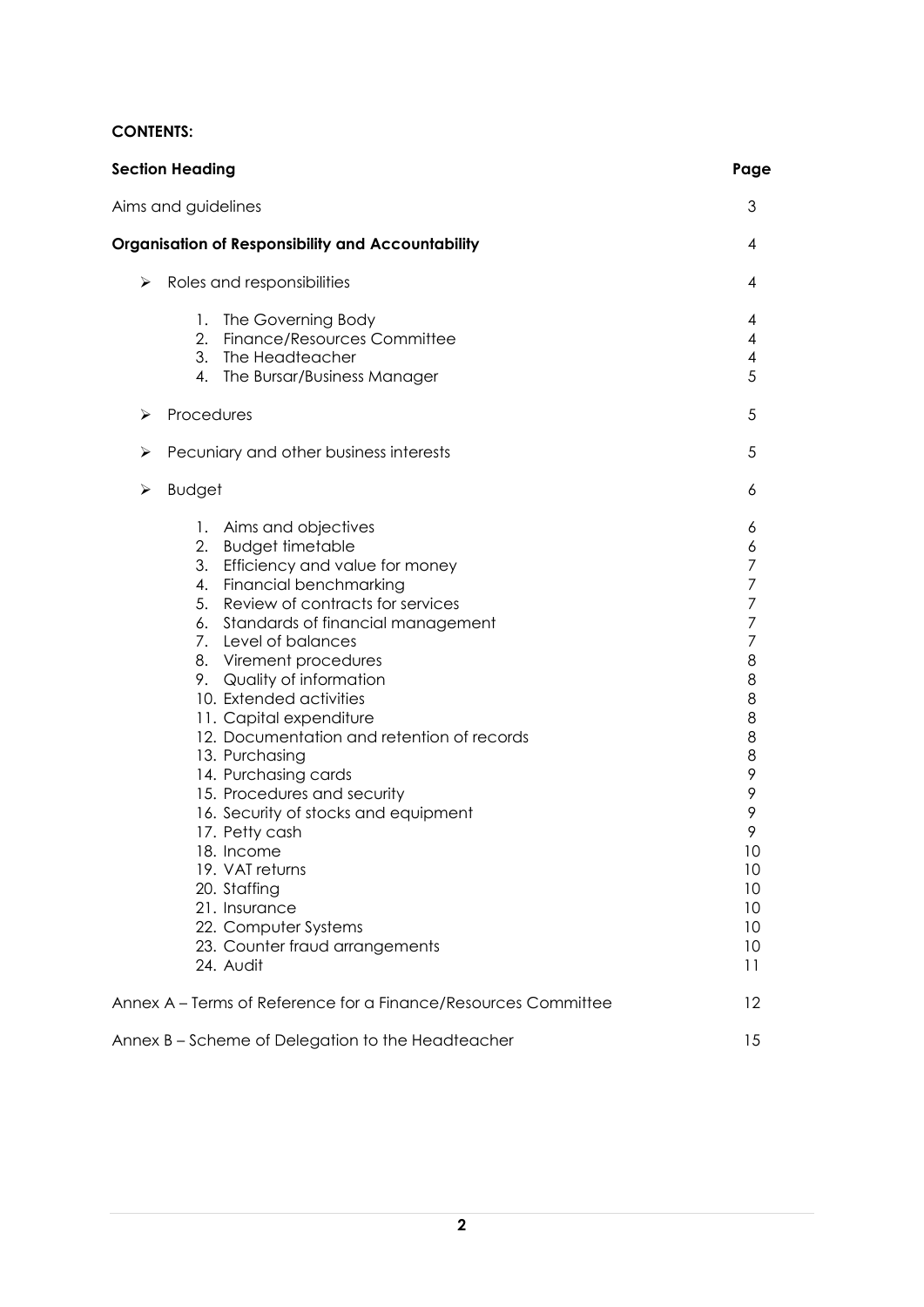**CONTENTS:**

| **Section Heading** | **Page** |
|---|---|
| Aims and guidelines | 3 |
| **Organisation of Responsibility and Accountability** | 4 |
| ➢ Roles and responsibilities | 4 |
| 1. The Governing Body | 4 |
| 2. Finance/Resources Committee | 4 |
| 3. The Headteacher | 4 |
| 4. The Bursar/Business Manager | 5 |
| ➢ Procedures | 5 |
| ➢ Pecuniary and other business interests | 5 |
| ➢ Budget | 6 |
| 1. Aims and objectives | 6 |
| 2. Budget timetable | 6 |
| 3. Efficiency and value for money | 7 |
| 4. Financial benchmarking | 7 |
| 5. Review of contracts for services | 7 |
| 6. Standards of financial management | 7 |
| 7. Level of balances | 7 |
| 8. Virement procedures | 8 |
| 9. Quality of information | 8 |
| 10. Extended activities | 8 |
| 11. Capital expenditure | 8 |
| 12. Documentation and retention of records | 8 |
| 13. Purchasing | 8 |
| 14. Purchasing cards | 9 |
| 15. Procedures and security | 9 |
| 16. Security of stocks and equipment | 9 |
| 17. Petty cash | 9 |
| 18. Income | 10 |
| 19. VAT returns | 10 |
| 20. Staffing | 10 |
| 21. Insurance | 10 |
| 22. Computer Systems | 10 |
| 23. Counter fraud arrangements | 10 |
| 24. Audit | 11 |
| Annex A – Terms of Reference for a Finance/Resources Committee | 12 |
| Annex B – Scheme of Delegation to the Headteacher | 15 |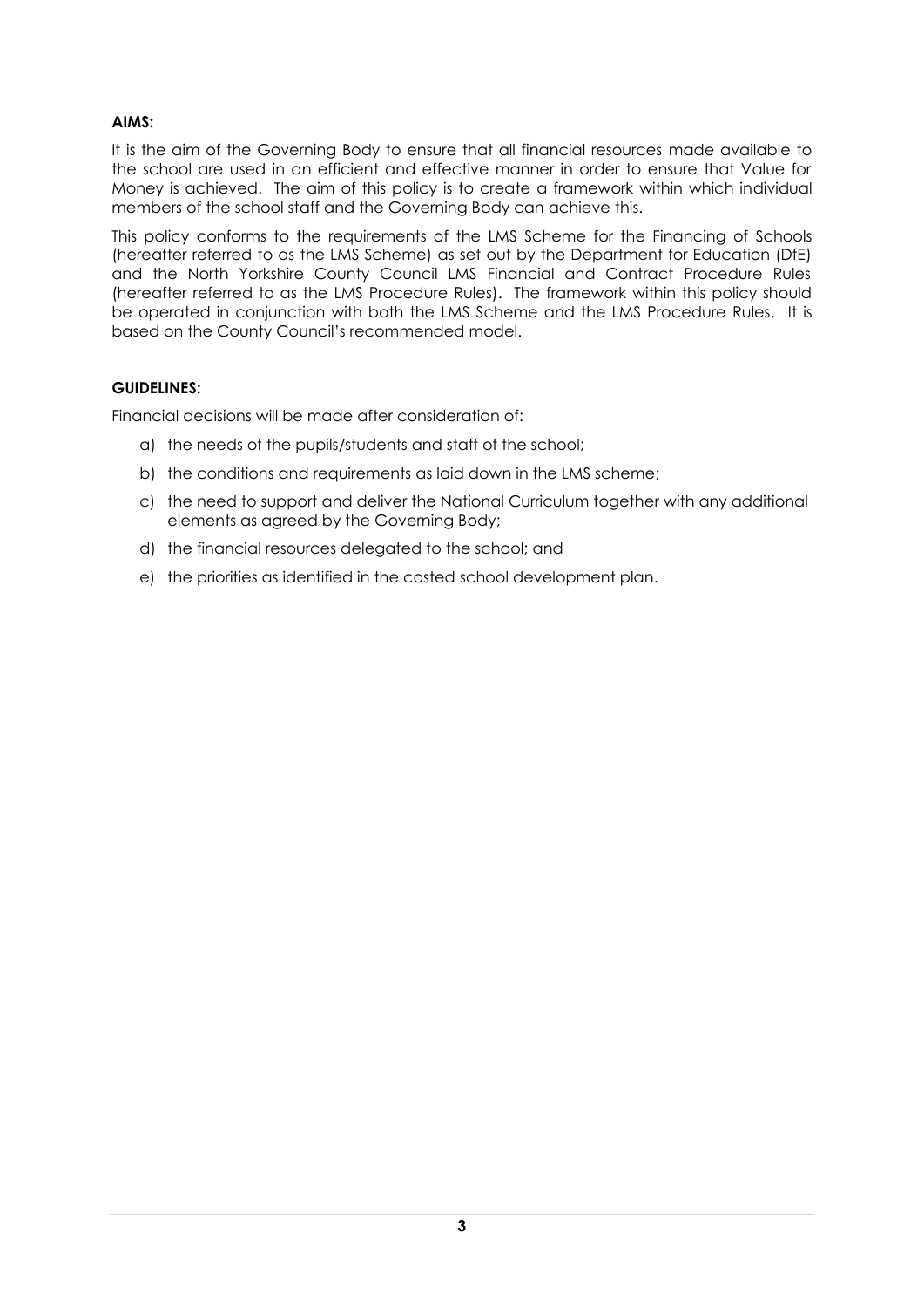**AIMS:**

It is the aim of the Governing Body to ensure that all financial resources made available to the school are used in an efficient and effective manner in order to ensure that Value for Money is achieved. The aim of this policy is to create a framework within which individual members of the school staff and the Governing Body can achieve this.

This policy conforms to the requirements of the LMS Scheme for the Financing of Schools (hereafter referred to as the LMS Scheme) as set out by the Department for Education (DfE) and the North Yorkshire County Council LMS Financial and Contract Procedure Rules (hereafter referred to as the LMS Procedure Rules). The framework within this policy should be operated in conjunction with both the LMS Scheme and the LMS Procedure Rules. It is based on the County Council's recommended model.

**GUIDELINES:**

Financial decisions will be made after consideration of:

a) the needs of the pupils/students and staff of the school;

b) the conditions and requirements as laid down in the LMS scheme;

c) the need to support and deliver the National Curriculum together with any additional elements as agreed by the Governing Body;

d) the financial resources delegated to the school; and

e) the priorities as identified in the costed school development plan.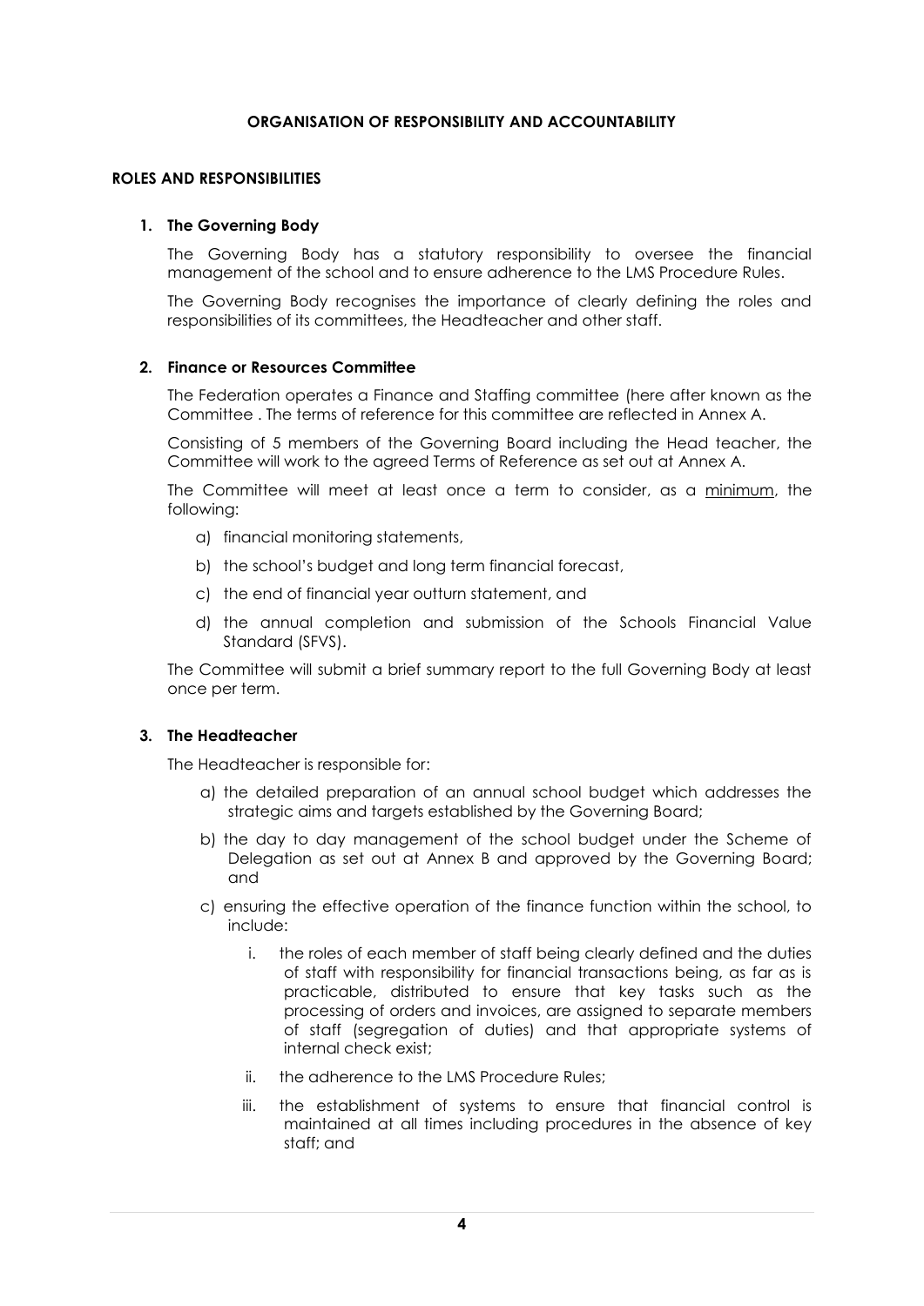**ORGANISATION OF RESPONSIBILITY AND ACCOUNTABILITY**

**ROLES AND RESPONSIBILITIES**

**1. The Governing Body**

The Governing Body has a statutory responsibility to oversee the financial management of the school and to ensure adherence to the LMS Procedure Rules.

The Governing Body recognises the importance of clearly defining the roles and responsibilities of its committees, the Headteacher and other staff.

**2. Finance or Resources Committee**

The Federation operates a Finance and Staffing committee (here after known as the Committee . The terms of reference for this committee are reflected in Annex A.

Consisting of 5 members of the Governing Board including the Head teacher, the Committee will work to the agreed Terms of Reference as set out at Annex A.

The Committee will meet at least once a term to consider, as a minimum, the following:

a) financial monitoring statements,

b) the school's budget and long term financial forecast,

c) the end of financial year outturn statement, and

d) the annual completion and submission of the Schools Financial Value Standard (SFVS).

The Committee will submit a brief summary report to the full Governing Body at least once per term.

**3. The Headteacher**

The Headteacher is responsible for:

a) the detailed preparation of an annual school budget which addresses the strategic aims and targets established by the Governing Board;

b) the day to day management of the school budget under the Scheme of Delegation as set out at Annex B and approved by the Governing Board; and

c) ensuring the effective operation of the finance function within the school, to include:

   i. the roles of each member of staff being clearly defined and the duties of staff with responsibility for financial transactions being, as far as is practicable, distributed to ensure that key tasks such as the processing of orders and invoices, are assigned to separate members of staff (segregation of duties) and that appropriate systems of internal check exist;

   ii. the adherence to the LMS Procedure Rules;

   iii. the establishment of systems to ensure that financial control is maintained at all times including procedures in the absence of key staff; and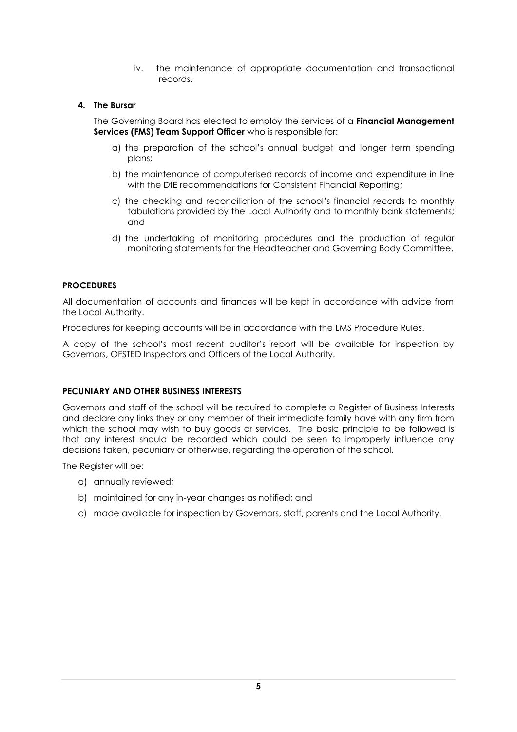iv. the maintenance of appropriate documentation and transactional records.

**4. The Bursar**

The Governing Board has elected to employ the services of a **Financial Management Services (FMS) Team Support Officer** who is responsible for:

a) the preparation of the school's annual budget and longer term spending plans;

b) the maintenance of computerised records of income and expenditure in line with the DfE recommendations for Consistent Financial Reporting;

c) the checking and reconciliation of the school's financial records to monthly tabulations provided by the Local Authority and to monthly bank statements; and

d) the undertaking of monitoring procedures and the production of regular monitoring statements for the Headteacher and Governing Body Committee.

## PROCEDURES

All documentation of accounts and finances will be kept in accordance with advice from the Local Authority.

Procedures for keeping accounts will be in accordance with the LMS Procedure Rules.

A copy of the school's most recent auditor's report will be available for inspection by Governors, OFSTED Inspectors and Officers of the Local Authority.

## PECUNIARY AND OTHER BUSINESS INTERESTS

Governors and staff of the school will be required to complete a Register of Business Interests and declare any links they or any member of their immediate family have with any firm from which the school may wish to buy goods or services. The basic principle to be followed is that any interest should be recorded which could be seen to improperly influence any decisions taken, pecuniary or otherwise, regarding the operation of the school.

The Register will be:

a) annually reviewed;

b) maintained for any in-year changes as notified; and

c) made available for inspection by Governors, staff, parents and the Local Authority.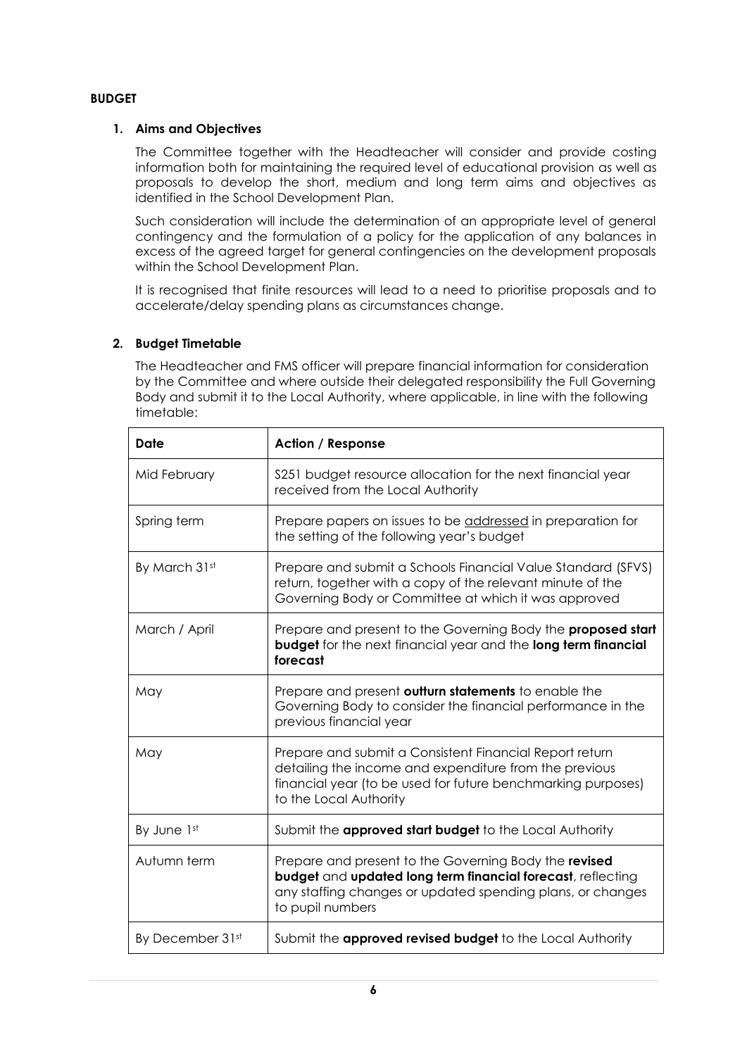**BUDGET**

## 1. Aims and Objectives

The Committee together with the Headteacher will consider and provide costing information both for maintaining the required level of educational provision as well as proposals to develop the short, medium and long term aims and objectives as identified in the School Development Plan.

Such consideration will include the determination of an appropriate level of general contingency and the formulation of a policy for the application of any balances in excess of the agreed target for general contingencies on the development proposals within the School Development Plan.

It is recognised that finite resources will lead to a need to prioritise proposals and to accelerate/delay spending plans as circumstances change.

## 2. Budget Timetable

The Headteacher and FMS officer will prepare financial information for consideration by the Committee and where outside their delegated responsibility the Full Governing Body and submit it to the Local Authority, where applicable, in line with the following timetable:

| Date | Action / Response |
|---|---|
| Mid February | S251 budget resource allocation for the next financial year received from the Local Authority |
| Spring term | Prepare papers on issues to be addressed in preparation for the setting of the following year's budget |
| By March 31st | Prepare and submit a Schools Financial Value Standard (SFVS) return, together with a copy of the relevant minute of the Governing Body or Committee at which it was approved |
| March / April | Prepare and present to the Governing Body the **proposed start budget** for the next financial year and the **long term financial forecast** |
| May | Prepare and present **outturn statements** to enable the Governing Body to consider the financial performance in the previous financial year |
| May | Prepare and submit a Consistent Financial Report return detailing the income and expenditure from the previous financial year (to be used for future benchmarking purposes) to the Local Authority |
| By June 1st | Submit the **approved start budget** to the Local Authority |
| Autumn term | Prepare and present to the Governing Body the **revised budget** and **updated long term financial forecast**, reflecting any staffing changes or updated spending plans, or changes to pupil numbers |
| By December 31st | Submit the **approved revised budget** to the Local Authority |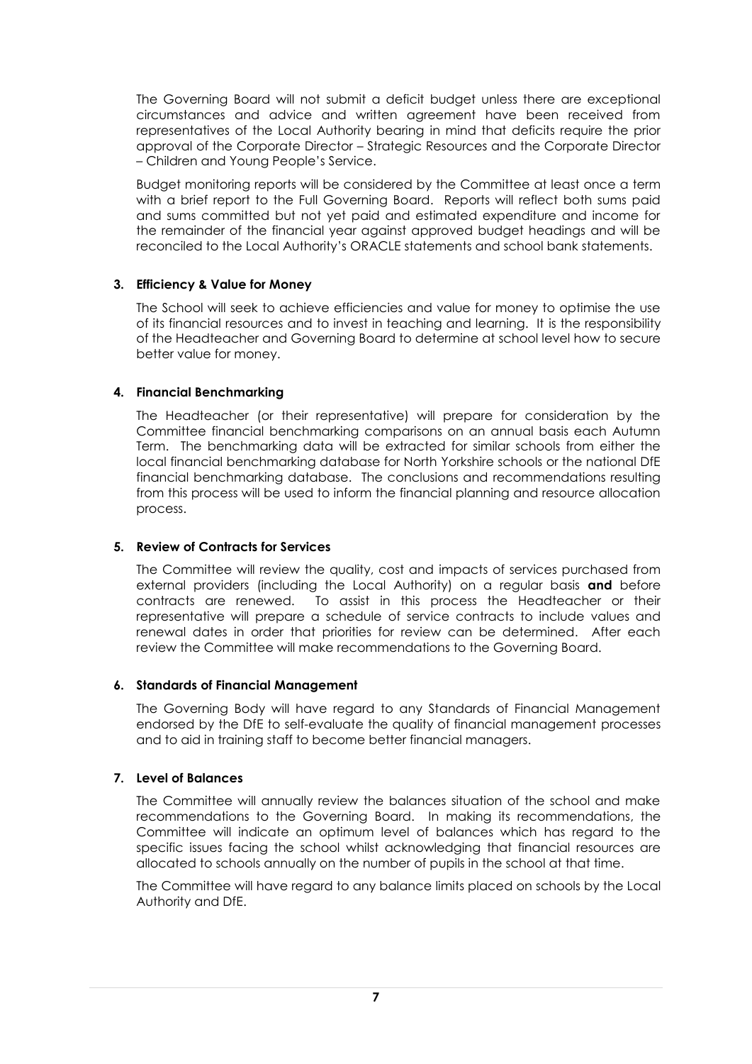The Governing Board will not submit a deficit budget unless there are exceptional circumstances and advice and written agreement have been received from representatives of the Local Authority bearing in mind that deficits require the prior approval of the Corporate Director – Strategic Resources and the Corporate Director – Children and Young People's Service.

Budget monitoring reports will be considered by the Committee at least once a term with a brief report to the Full Governing Board. Reports will reflect both sums paid and sums committed but not yet paid and estimated expenditure and income for the remainder of the financial year against approved budget headings and will be reconciled to the Local Authority's ORACLE statements and school bank statements.

**3. Efficiency & Value for Money**

The School will seek to achieve efficiencies and value for money to optimise the use of its financial resources and to invest in teaching and learning. It is the responsibility of the Headteacher and Governing Board to determine at school level how to secure better value for money.

**4. Financial Benchmarking**

The Headteacher (or their representative) will prepare for consideration by the Committee financial benchmarking comparisons on an annual basis each Autumn Term. The benchmarking data will be extracted for similar schools from either the local financial benchmarking database for North Yorkshire schools or the national DfE financial benchmarking database. The conclusions and recommendations resulting from this process will be used to inform the financial planning and resource allocation process.

**5. Review of Contracts for Services**

The Committee will review the quality, cost and impacts of services purchased from external providers (including the Local Authority) on a regular basis **and** before contracts are renewed. To assist in this process the Headteacher or their representative will prepare a schedule of service contracts to include values and renewal dates in order that priorities for review can be determined. After each review the Committee will make recommendations to the Governing Board.

**6. Standards of Financial Management**

The Governing Body will have regard to any Standards of Financial Management endorsed by the DfE to self-evaluate the quality of financial management processes and to aid in training staff to become better financial managers.

**7. Level of Balances**

The Committee will annually review the balances situation of the school and make recommendations to the Governing Board. In making its recommendations, the Committee will indicate an optimum level of balances which has regard to the specific issues facing the school whilst acknowledging that financial resources are allocated to schools annually on the number of pupils in the school at that time.

The Committee will have regard to any balance limits placed on schools by the Local Authority and DfE.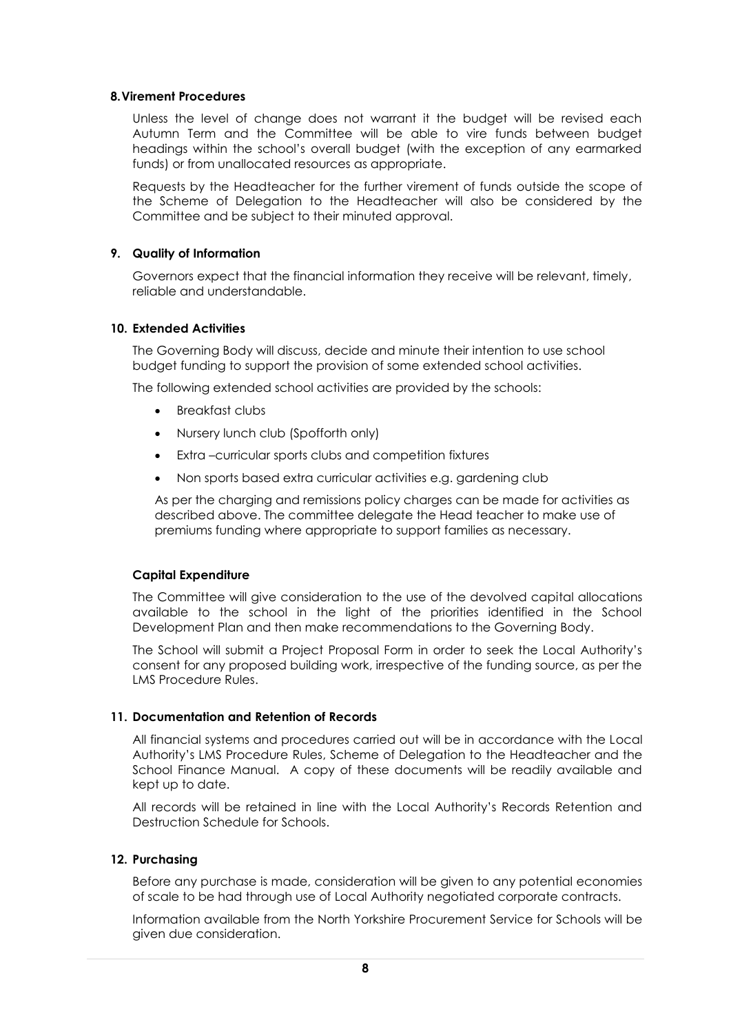### 8. Virement Procedures

Unless the level of change does not warrant it the budget will be revised each Autumn Term and the Committee will be able to vire funds between budget headings within the school's overall budget (with the exception of any earmarked funds) or from unallocated resources as appropriate.

Requests by the Headteacher for the further virement of funds outside the scope of the Scheme of Delegation to the Headteacher will also be considered by the Committee and be subject to their minuted approval.

### 9. Quality of Information

Governors expect that the financial information they receive will be relevant, timely, reliable and understandable.

### 10. Extended Activities

The Governing Body will discuss, decide and minute their intention to use school budget funding to support the provision of some extended school activities.

The following extended school activities are provided by the schools:

- Breakfast clubs
- Nursery lunch club (Spofforth only)
- Extra –curricular sports clubs and competition fixtures
- Non sports based extra curricular activities e.g. gardening club

As per the charging and remissions policy charges can be made for activities as described above. The committee delegate the Head teacher to make use of premiums funding where appropriate to support families as necessary.

### Capital Expenditure

The Committee will give consideration to the use of the devolved capital allocations available to the school in the light of the priorities identified in the School Development Plan and then make recommendations to the Governing Body.

The School will submit a Project Proposal Form in order to seek the Local Authority's consent for any proposed building work, irrespective of the funding source, as per the LMS Procedure Rules.

### 11. Documentation and Retention of Records

All financial systems and procedures carried out will be in accordance with the Local Authority's LMS Procedure Rules, Scheme of Delegation to the Headteacher and the School Finance Manual. A copy of these documents will be readily available and kept up to date.

All records will be retained in line with the Local Authority's Records Retention and Destruction Schedule for Schools.

### 12. Purchasing

Before any purchase is made, consideration will be given to any potential economies of scale to be had through use of Local Authority negotiated corporate contracts.

Information available from the North Yorkshire Procurement Service for Schools will be given due consideration.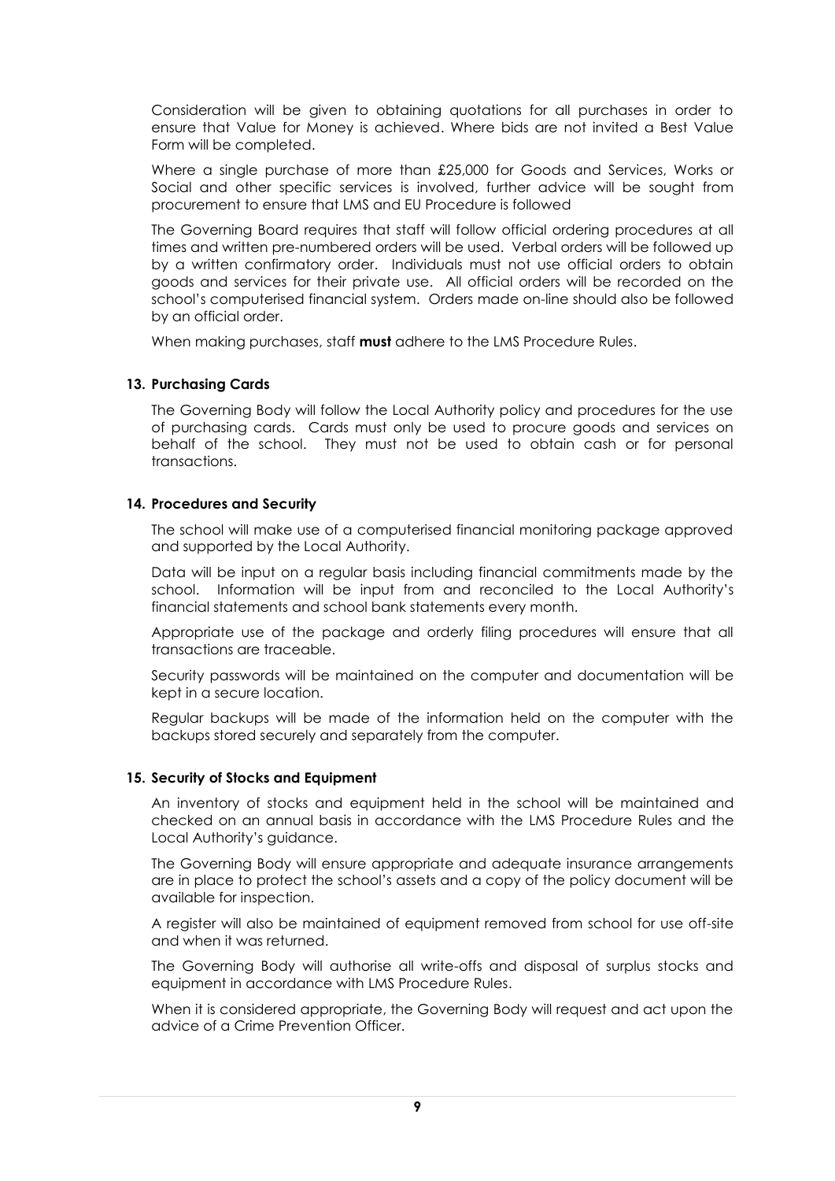Consideration will be given to obtaining quotations for all purchases in order to ensure that Value for Money is achieved. Where bids are not invited a Best Value Form will be completed.

Where a single purchase of more than £25,000 for Goods and Services, Works or Social and other specific services is involved, further advice will be sought from procurement to ensure that LMS and EU Procedure is followed

The Governing Board requires that staff will follow official ordering procedures at all times and written pre-numbered orders will be used. Verbal orders will be followed up by a written confirmatory order. Individuals must not use official orders to obtain goods and services for their private use. All official orders will be recorded on the school's computerised financial system. Orders made on-line should also be followed by an official order.

When making purchases, staff **must** adhere to the LMS Procedure Rules.

## 13. Purchasing Cards

The Governing Body will follow the Local Authority policy and procedures for the use of purchasing cards. Cards must only be used to procure goods and services on behalf of the school. They must not be used to obtain cash or for personal transactions.

## 14. Procedures and Security

The school will make use of a computerised financial monitoring package approved and supported by the Local Authority.

Data will be input on a regular basis including financial commitments made by the school. Information will be input from and reconciled to the Local Authority's financial statements and school bank statements every month.

Appropriate use of the package and orderly filing procedures will ensure that all transactions are traceable.

Security passwords will be maintained on the computer and documentation will be kept in a secure location.

Regular backups will be made of the information held on the computer with the backups stored securely and separately from the computer.

## 15. Security of Stocks and Equipment

An inventory of stocks and equipment held in the school will be maintained and checked on an annual basis in accordance with the LMS Procedure Rules and the Local Authority's guidance.

The Governing Body will ensure appropriate and adequate insurance arrangements are in place to protect the school's assets and a copy of the policy document will be available for inspection.

A register will also be maintained of equipment removed from school for use off-site and when it was returned.

The Governing Body will authorise all write-offs and disposal of surplus stocks and equipment in accordance with LMS Procedure Rules.

When it is considered appropriate, the Governing Body will request and act upon the advice of a Crime Prevention Officer.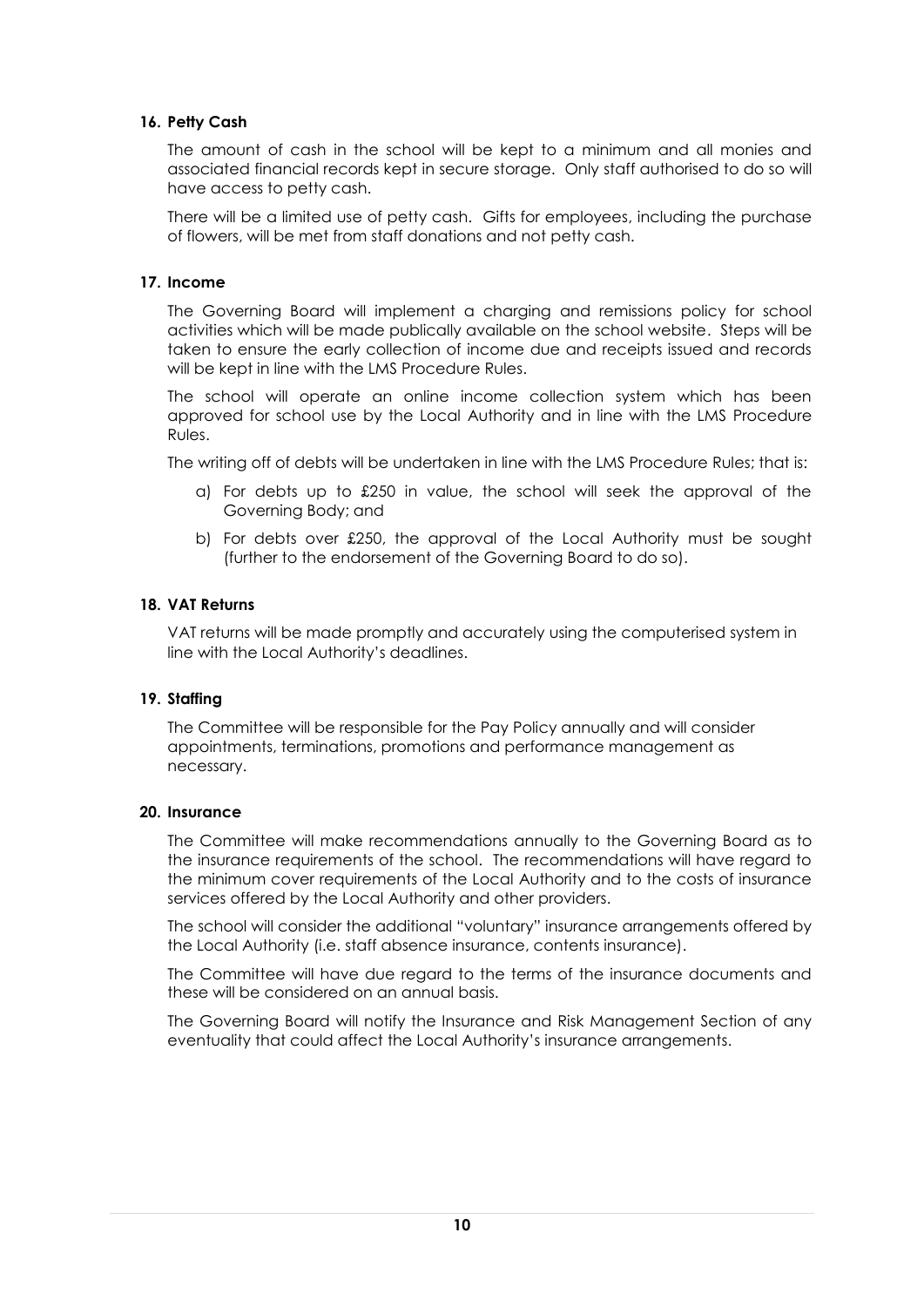## 16. Petty Cash

The amount of cash in the school will be kept to a minimum and all monies and associated financial records kept in secure storage. Only staff authorised to do so will have access to petty cash.

There will be a limited use of petty cash. Gifts for employees, including the purchase of flowers, will be met from staff donations and not petty cash.

## 17. Income

The Governing Board will implement a charging and remissions policy for school activities which will be made publically available on the school website. Steps will be taken to ensure the early collection of income due and receipts issued and records will be kept in line with the LMS Procedure Rules.

The school will operate an online income collection system which has been approved for school use by the Local Authority and in line with the LMS Procedure Rules.

The writing off of debts will be undertaken in line with the LMS Procedure Rules; that is:

a) For debts up to £250 in value, the school will seek the approval of the Governing Body; and

b) For debts over £250, the approval of the Local Authority must be sought (further to the endorsement of the Governing Board to do so).

## 18. VAT Returns

VAT returns will be made promptly and accurately using the computerised system in line with the Local Authority's deadlines.

## 19. Staffing

The Committee will be responsible for the Pay Policy annually and will consider appointments, terminations, promotions and performance management as necessary.

## 20. Insurance

The Committee will make recommendations annually to the Governing Board as to the insurance requirements of the school. The recommendations will have regard to the minimum cover requirements of the Local Authority and to the costs of insurance services offered by the Local Authority and other providers.

The school will consider the additional "voluntary" insurance arrangements offered by the Local Authority (i.e. staff absence insurance, contents insurance).

The Committee will have due regard to the terms of the insurance documents and these will be considered on an annual basis.

The Governing Board will notify the Insurance and Risk Management Section of any eventuality that could affect the Local Authority's insurance arrangements.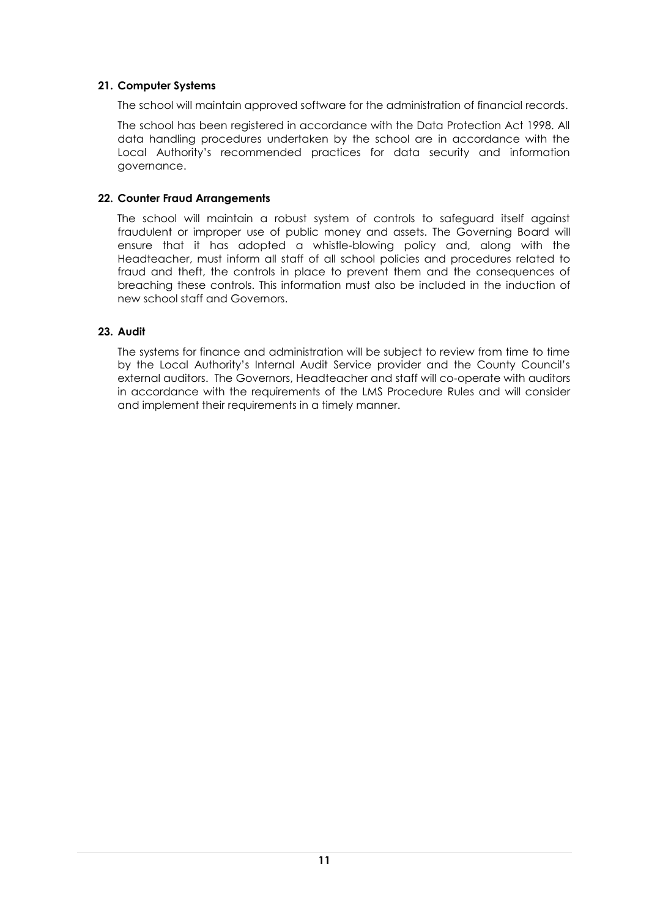## 21. Computer Systems

The school will maintain approved software for the administration of financial records.

The school has been registered in accordance with the Data Protection Act 1998. All data handling procedures undertaken by the school are in accordance with the Local Authority's recommended practices for data security and information governance.

## 22. Counter Fraud Arrangements

The school will maintain a robust system of controls to safeguard itself against fraudulent or improper use of public money and assets. The Governing Board will ensure that it has adopted a whistle-blowing policy and, along with the Headteacher, must inform all staff of all school policies and procedures related to fraud and theft, the controls in place to prevent them and the consequences of breaching these controls. This information must also be included in the induction of new school staff and Governors.

## 23. Audit

The systems for finance and administration will be subject to review from time to time by the Local Authority's Internal Audit Service provider and the County Council's external auditors. The Governors, Headteacher and staff will co-operate with auditors in accordance with the requirements of the LMS Procedure Rules and will consider and implement their requirements in a timely manner.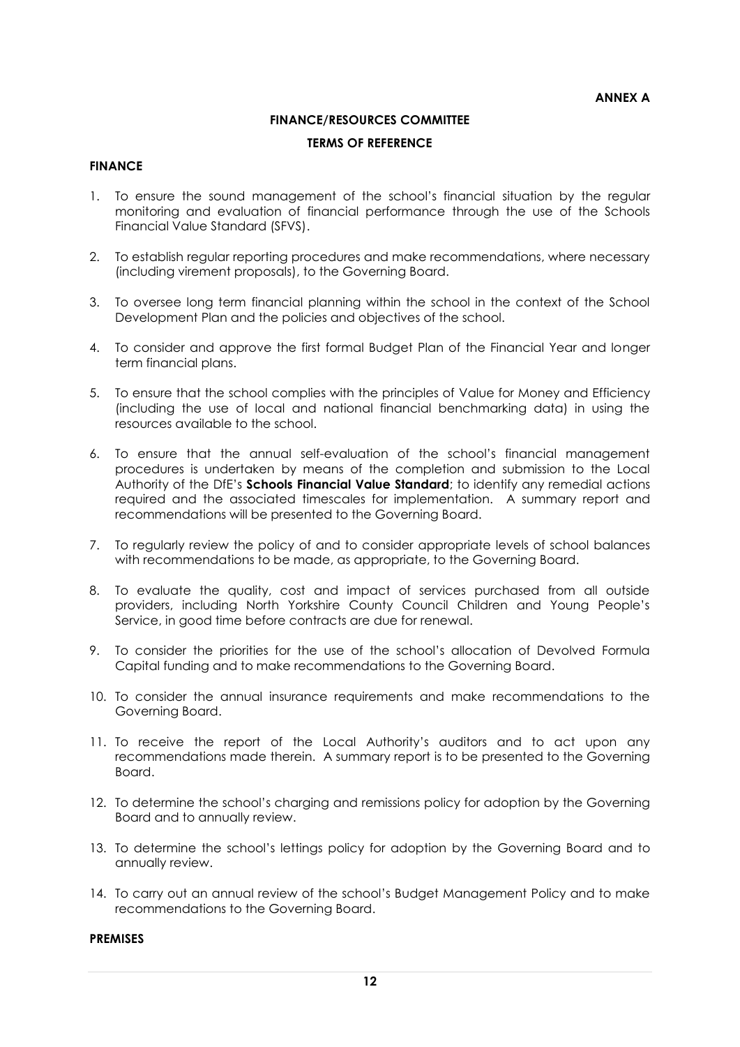**ANNEX A**

# FINANCE/RESOURCES COMMITTEE

## TERMS OF REFERENCE

### FINANCE

1. To ensure the sound management of the school's financial situation by the regular monitoring and evaluation of financial performance through the use of the Schools Financial Value Standard (SFVS).

2. To establish regular reporting procedures and make recommendations, where necessary (including virement proposals), to the Governing Board.

3. To oversee long term financial planning within the school in the context of the School Development Plan and the policies and objectives of the school.

4. To consider and approve the first formal Budget Plan of the Financial Year and longer term financial plans.

5. To ensure that the school complies with the principles of Value for Money and Efficiency (including the use of local and national financial benchmarking data) in using the resources available to the school.

6. To ensure that the annual self-evaluation of the school's financial management procedures is undertaken by means of the completion and submission to the Local Authority of the DfE's **Schools Financial Value Standard**; to identify any remedial actions required and the associated timescales for implementation. A summary report and recommendations will be presented to the Governing Board.

7. To regularly review the policy of and to consider appropriate levels of school balances with recommendations to be made, as appropriate, to the Governing Board.

8. To evaluate the quality, cost and impact of services purchased from all outside providers, including North Yorkshire County Council Children and Young People's Service, in good time before contracts are due for renewal.

9. To consider the priorities for the use of the school's allocation of Devolved Formula Capital funding and to make recommendations to the Governing Board.

10. To consider the annual insurance requirements and make recommendations to the Governing Board.

11. To receive the report of the Local Authority's auditors and to act upon any recommendations made therein. A summary report is to be presented to the Governing Board.

12. To determine the school's charging and remissions policy for adoption by the Governing Board and to annually review.

13. To determine the school's lettings policy for adoption by the Governing Board and to annually review.

14. To carry out an annual review of the school's Budget Management Policy and to make recommendations to the Governing Board.

### PREMISES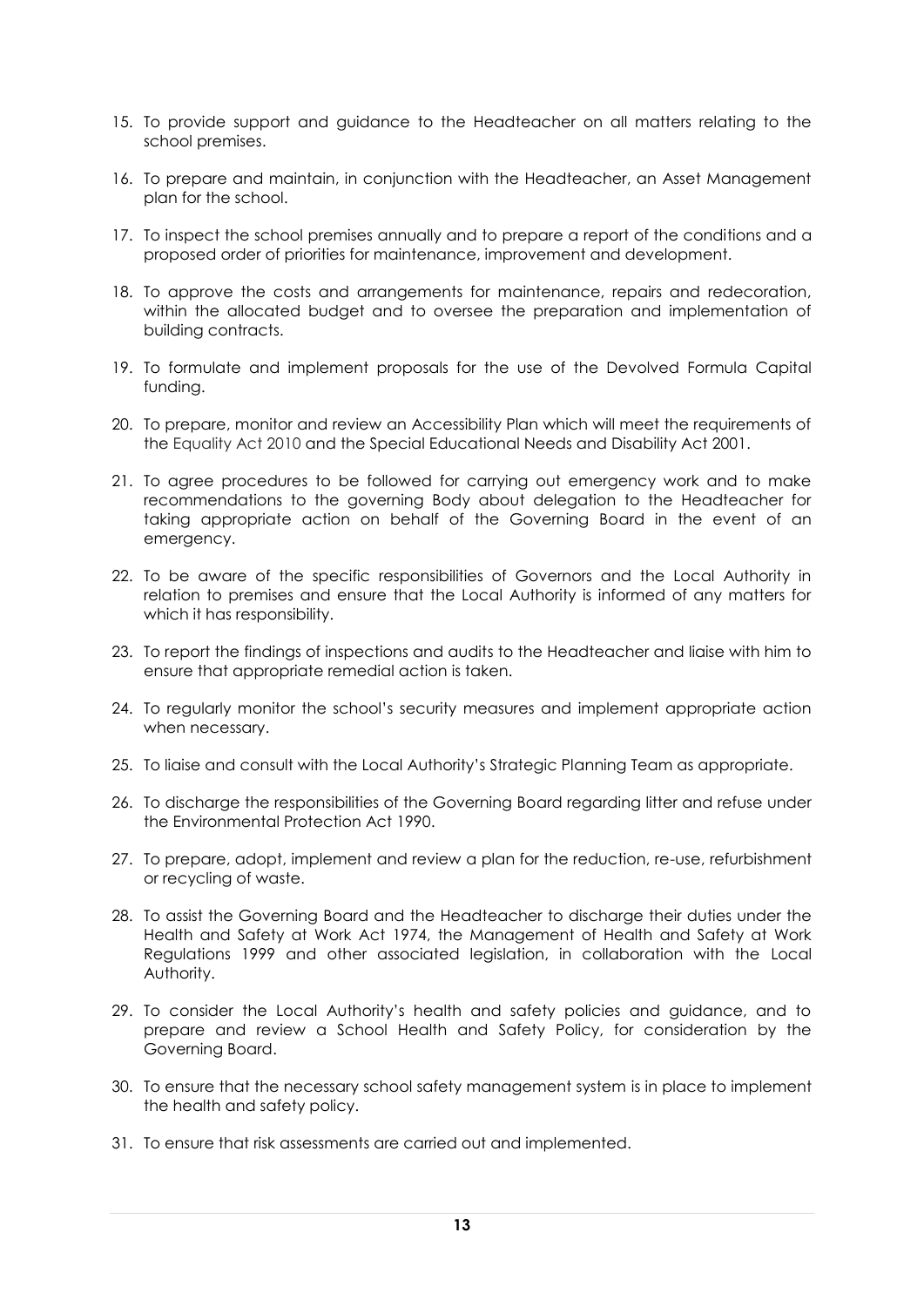15. To provide support and guidance to the Headteacher on all matters relating to the school premises.

16. To prepare and maintain, in conjunction with the Headteacher, an Asset Management plan for the school.

17. To inspect the school premises annually and to prepare a report of the conditions and a proposed order of priorities for maintenance, improvement and development.

18. To approve the costs and arrangements for maintenance, repairs and redecoration, within the allocated budget and to oversee the preparation and implementation of building contracts.

19. To formulate and implement proposals for the use of the Devolved Formula Capital funding.

20. To prepare, monitor and review an Accessibility Plan which will meet the requirements of the Equality Act 2010 and the Special Educational Needs and Disability Act 2001.

21. To agree procedures to be followed for carrying out emergency work and to make recommendations to the governing Body about delegation to the Headteacher for taking appropriate action on behalf of the Governing Board in the event of an emergency.

22. To be aware of the specific responsibilities of Governors and the Local Authority in relation to premises and ensure that the Local Authority is informed of any matters for which it has responsibility.

23. To report the findings of inspections and audits to the Headteacher and liaise with him to ensure that appropriate remedial action is taken.

24. To regularly monitor the school's security measures and implement appropriate action when necessary.

25. To liaise and consult with the Local Authority's Strategic Planning Team as appropriate.

26. To discharge the responsibilities of the Governing Board regarding litter and refuse under the Environmental Protection Act 1990.

27. To prepare, adopt, implement and review a plan for the reduction, re-use, refurbishment or recycling of waste.

28. To assist the Governing Board and the Headteacher to discharge their duties under the Health and Safety at Work Act 1974, the Management of Health and Safety at Work Regulations 1999 and other associated legislation, in collaboration with the Local Authority.

29. To consider the Local Authority's health and safety policies and guidance, and to prepare and review a School Health and Safety Policy, for consideration by the Governing Board.

30. To ensure that the necessary school safety management system is in place to implement the health and safety policy.

31. To ensure that risk assessments are carried out and implemented.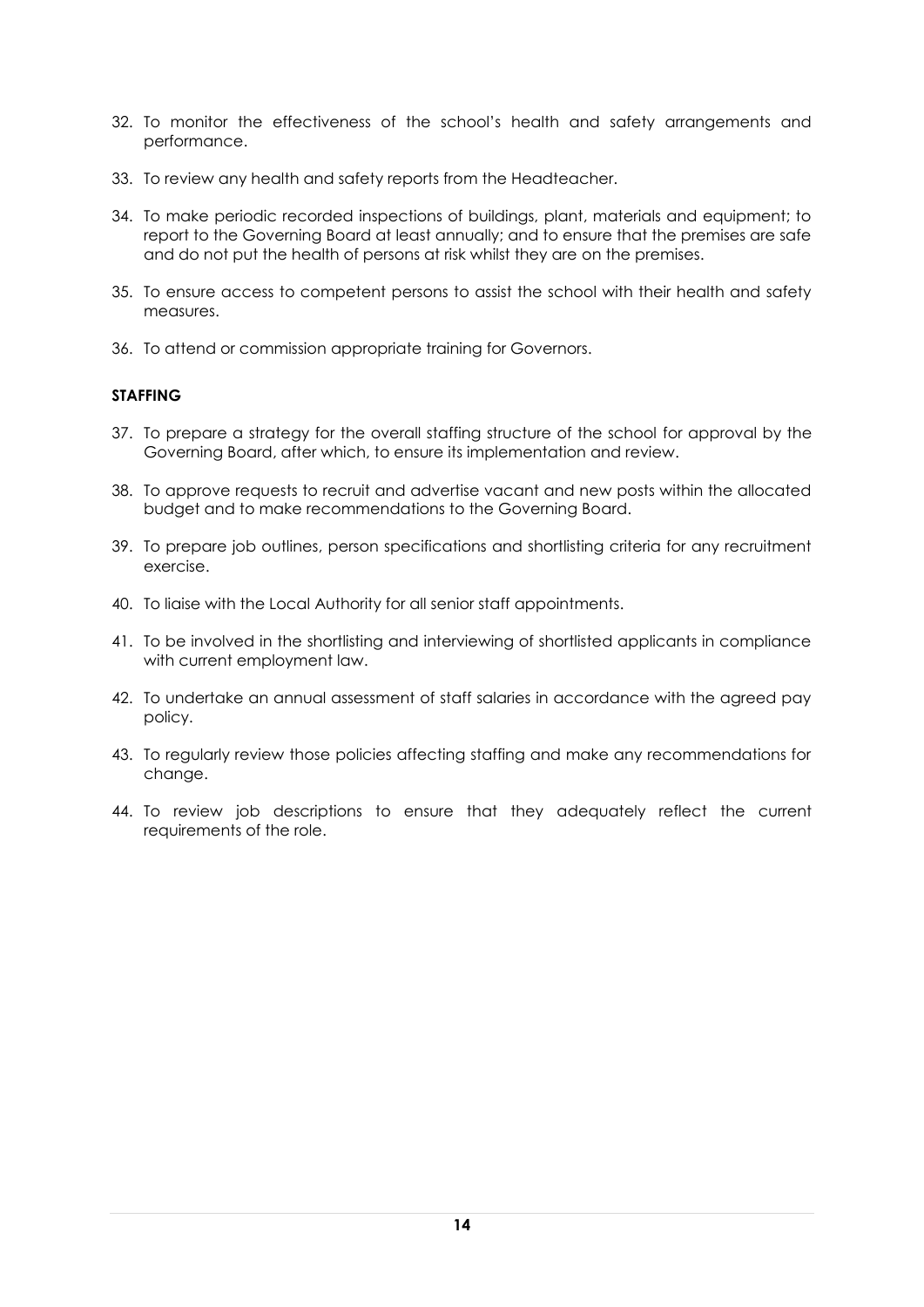32. To monitor the effectiveness of the school's health and safety arrangements and performance.

33. To review any health and safety reports from the Headteacher.

34. To make periodic recorded inspections of buildings, plant, materials and equipment; to report to the Governing Board at least annually; and to ensure that the premises are safe and do not put the health of persons at risk whilst they are on the premises.

35. To ensure access to competent persons to assist the school with their health and safety measures.

36. To attend or commission appropriate training for Governors.

**STAFFING**

37. To prepare a strategy for the overall staffing structure of the school for approval by the Governing Board, after which, to ensure its implementation and review.

38. To approve requests to recruit and advertise vacant and new posts within the allocated budget and to make recommendations to the Governing Board.

39. To prepare job outlines, person specifications and shortlisting criteria for any recruitment exercise.

40. To liaise with the Local Authority for all senior staff appointments.

41. To be involved in the shortlisting and interviewing of shortlisted applicants in compliance with current employment law.

42. To undertake an annual assessment of staff salaries in accordance with the agreed pay policy.

43. To regularly review those policies affecting staffing and make any recommendations for change.

44. To review job descriptions to ensure that they adequately reflect the current requirements of the role.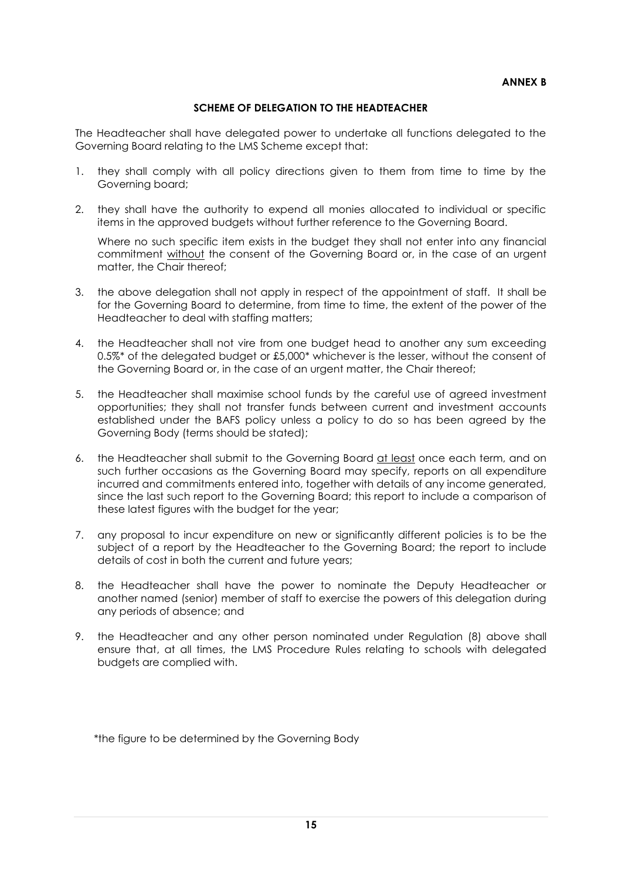**ANNEX B**

**SCHEME OF DELEGATION TO THE HEADTEACHER**

The Headteacher shall have delegated power to undertake all functions delegated to the Governing Board relating to the LMS Scheme except that:

1. they shall comply with all policy directions given to them from time to time by the Governing board;

2. they shall have the authority to expend all monies allocated to individual or specific items in the approved budgets without further reference to the Governing Board.

   Where no such specific item exists in the budget they shall not enter into any financial commitment without the consent of the Governing Board or, in the case of an urgent matter, the Chair thereof;

3. the above delegation shall not apply in respect of the appointment of staff. It shall be for the Governing Board to determine, from time to time, the extent of the power of the Headteacher to deal with staffing matters;

4. the Headteacher shall not vire from one budget head to another any sum exceeding 0.5%* of the delegated budget or £5,000* whichever is the lesser, without the consent of the Governing Board or, in the case of an urgent matter, the Chair thereof;

5. the Headteacher shall maximise school funds by the careful use of agreed investment opportunities; they shall not transfer funds between current and investment accounts established under the BAFS policy unless a policy to do so has been agreed by the Governing Body (terms should be stated);

6. the Headteacher shall submit to the Governing Board at least once each term, and on such further occasions as the Governing Board may specify, reports on all expenditure incurred and commitments entered into, together with details of any income generated, since the last such report to the Governing Board; this report to include a comparison of these latest figures with the budget for the year;

7. any proposal to incur expenditure on new or significantly different policies is to be the subject of a report by the Headteacher to the Governing Board; the report to include details of cost in both the current and future years;

8. the Headteacher shall have the power to nominate the Deputy Headteacher or another named (senior) member of staff to exercise the powers of this delegation during any periods of absence; and

9. the Headteacher and any other person nominated under Regulation (8) above shall ensure that, at all times, the LMS Procedure Rules relating to schools with delegated budgets are complied with.

*the figure to be determined by the Governing Body